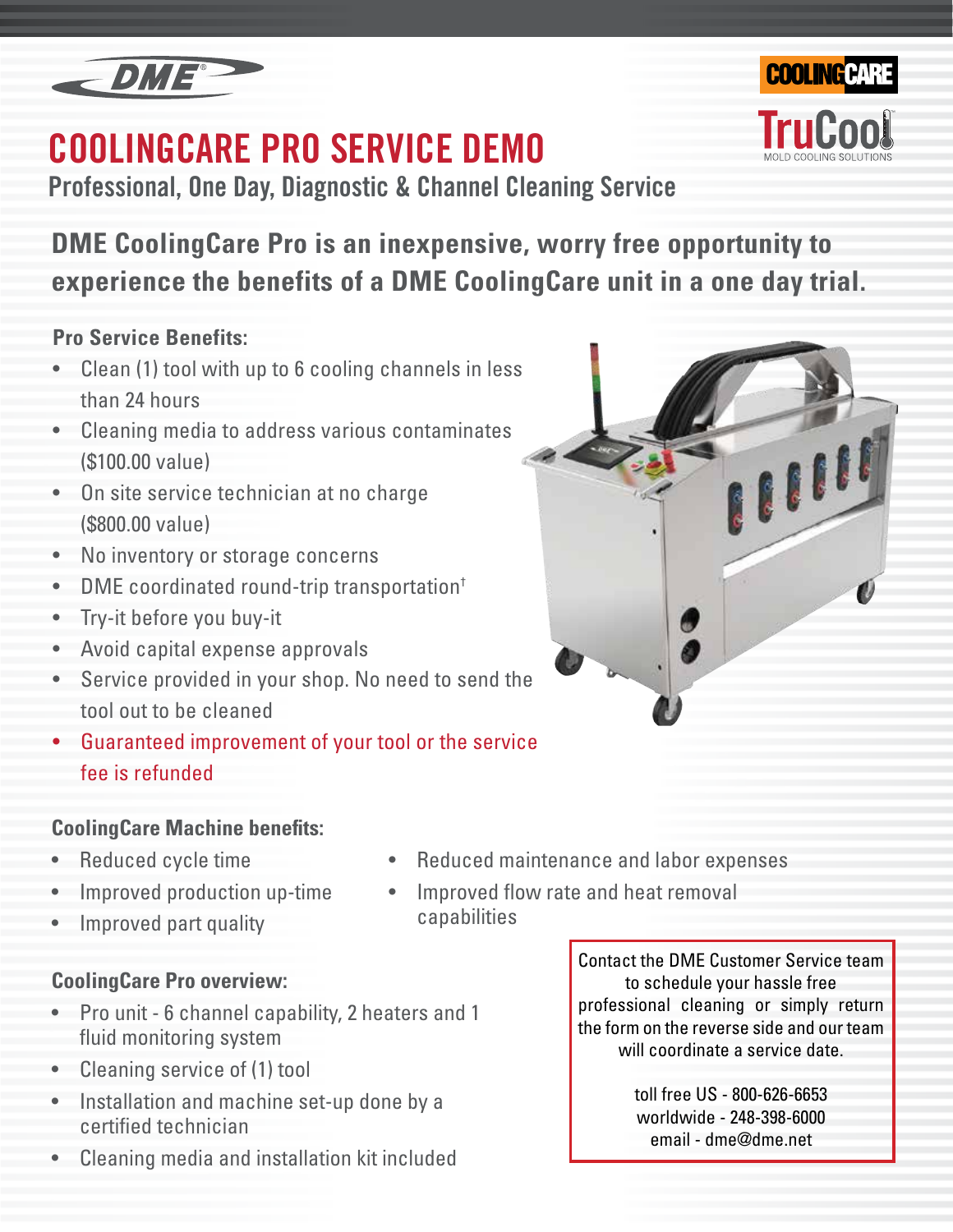# COOLINGCARE PRO SERVICE DEMO

## Professional, One Day, Diagnostic & Channel Cleaning Service

**DME CoolingCare Pro is an inexpensive, worry free opportunity to experience the benefits of a DME CoolingCare unit in a one day trial.**

**Pro Service Benefits:**

- Clean (1) tool with up to 6 cooling channels in less than 24 hours
- Cleaning media to address various contaminates ($100.00 value)
- On site service technician at no charge ($800.00 value)
- No inventory or storage concerns
- DME coordinated round-trip transportation†
- Try-it before you buy-it
- Avoid capital expense approvals
- Service provided in your shop. No need to send the tool out to be cleaned
- Guaranteed improvement of your tool or the service fee is refunded

**CoolingCare Machine benefits:**

- Reduced cycle time
- Improved production up-time
- Improved part quality
- Reduced maintenance and labor expenses
- Improved flow rate and heat removal capabilities

**CoolingCare Pro overview:**

- Pro unit - 6 channel capability, 2 heaters and 1 fluid monitoring system
- Cleaning service of (1) tool
- Installation and machine set-up done by a certified technician
- Cleaning media and installation kit included

Contact the DME Customer Service team to schedule your hassle free professional cleaning or simply return the form on the reverse side and our team will coordinate a service date.

toll free US - 800-626-6653
worldwide - 248-398-6000
email - dme@dme.net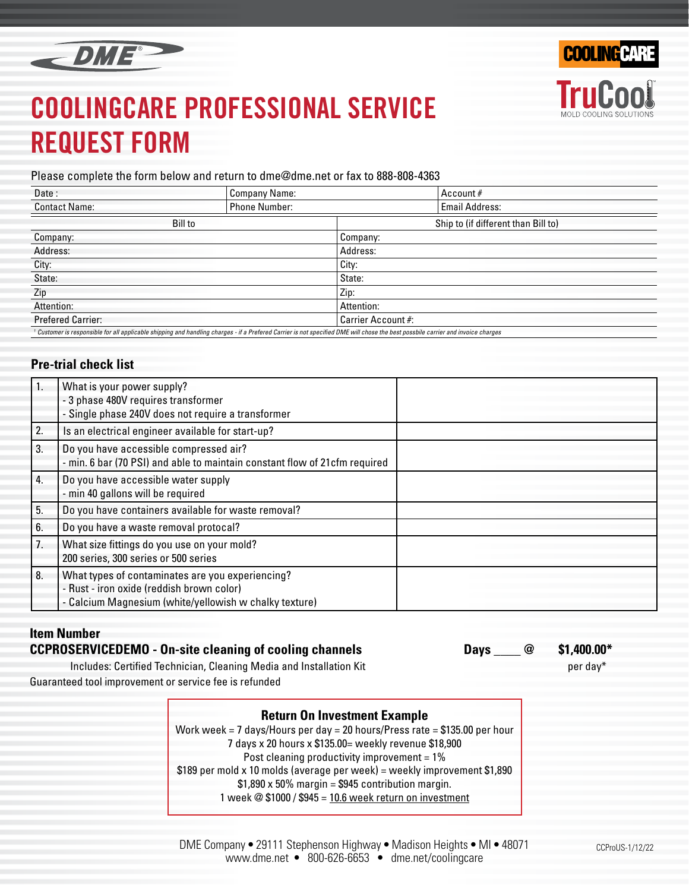# COOLINGCARE PROFESSIONAL SERVICE REQUEST FORM

COOLINGCARE

TruCool MOLD COOLING SOLUTIONS

Please complete the form below and return to dme@dme.net or fax to 888-808-4363

| | | |
|---|---|---|
| Date : | Company Name: | Account # |
| Contact Name: | Phone Number: | Email Address: |

| Bill to | Ship to (if different than Bill to) |
|---|---|
| Company: | Company: |
| Address: | Address: |
| City: | City: |
| State: | State: |
| Zip | Zip: |
| Attention: | Attention: |
| Prefered Carrier: | Carrier Account #: |

[†] *Customer is responsible for all applicable shipping and handling charges - if a Prefered Carrier is not specified DME will chose the best possbile carrier and invoice charges*

## Pre-trial check list

| | | |
|---|---|---|
| 1. | What is your power supply?<br>- 3 phase 480V requires transformer<br>- Single phase 240V does not require a transformer | |
| 2. | Is an electrical engineer available for start-up? | |
| 3. | Do you have accessible compressed air?<br>- min. 6 bar (70 PSI) and able to maintain constant flow of 21cfm required | |
| 4. | Do you have accessible water supply<br>- min 40 gallons will be required | |
| 5. | Do you have containers available for waste removal? | |
| 6. | Do you have a waste removal protocal? | |
| 7. | What size fittings do you use on your mold?<br>200 series, 300 series or 500 series | |
| 8. | What types of contaminates are you experiencing?<br>- Rust - iron oxide (reddish brown color)<br>- Calcium Magnesium (white/yellowish w chalky texture) | |

**Item Number**

**CCPROSERVICEDEMO - On-site cleaning of cooling channels** **Days ____ @** **$1,400.00*** per day*

Includes: Certified Technician, Cleaning Media and Installation Kit

Guaranteed tool improvement or service fee is refunded

**Return On Investment Example**

Work week = 7 days/Hours per day = 20 hours/Press rate = $135.00 per hour

7 days x 20 hours x $135.00= weekly revenue $18,900

Post cleaning productivity improvement = 1%

$189 per mold x 10 molds (average per week) = weekly improvement $1,890

$1,890 x 50% margin = $945 contribution margin.

1 week @ $1000 / $945 = 10.6 week return on investment

DME Company • 29111 Stephenson Highway • Madison Heights • MI • 48071
www.dme.net • 800-626-6653 • dme.net/coolingcare

CCProUS-1/12/22